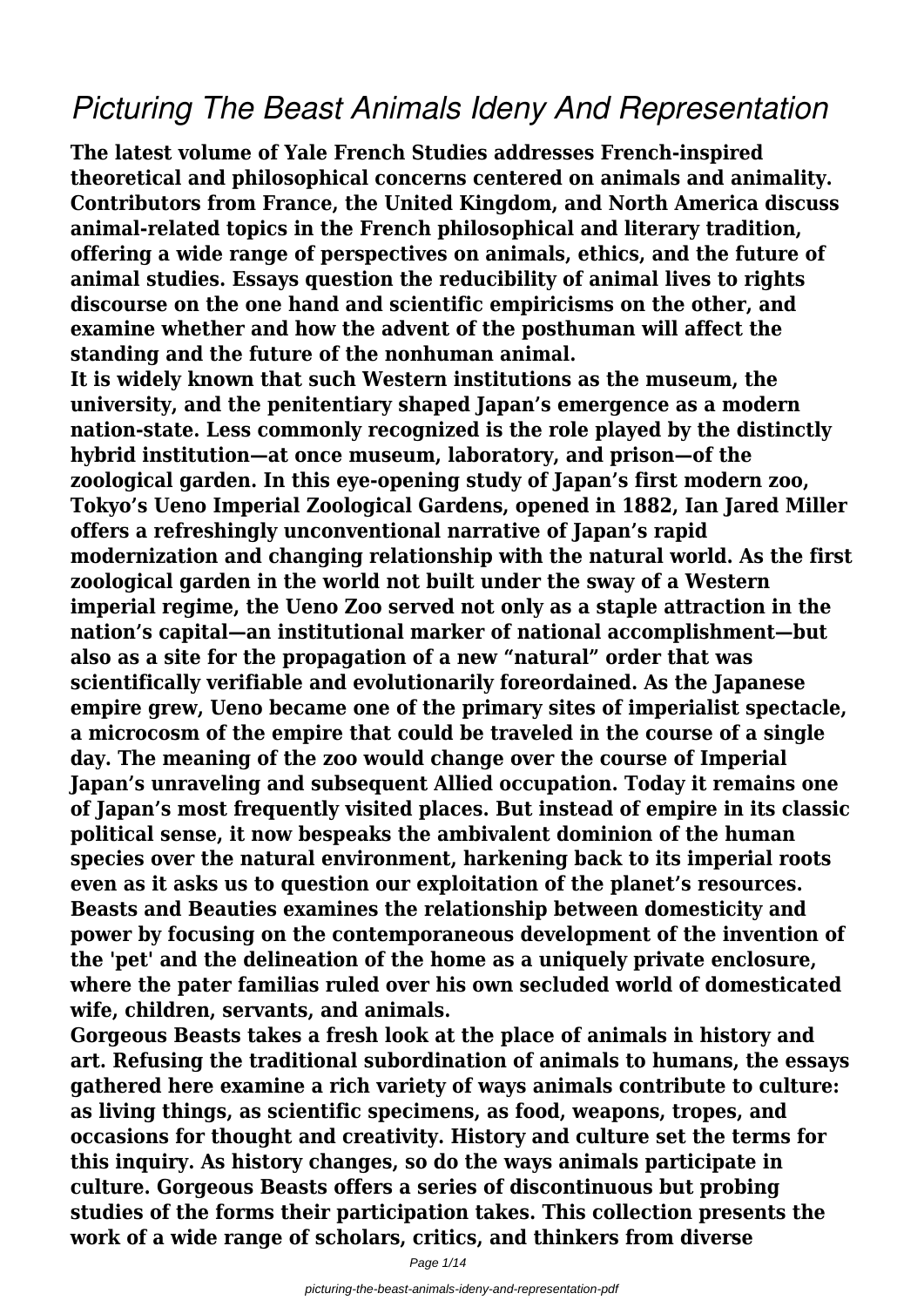# *Picturing The Beast Animals Ideny And Representation*

**The latest volume of Yale French Studies addresses French-inspired theoretical and philosophical concerns centered on animals and animality. Contributors from France, the United Kingdom, and North America discuss animal-related topics in the French philosophical and literary tradition, offering a wide range of perspectives on animals, ethics, and the future of animal studies. Essays question the reducibility of animal lives to rights discourse on the one hand and scientific empiricisms on the other, and examine whether and how the advent of the posthuman will affect the standing and the future of the nonhuman animal.**

**It is widely known that such Western institutions as the museum, the university, and the penitentiary shaped Japan's emergence as a modern nation-state. Less commonly recognized is the role played by the distinctly hybrid institution—at once museum, laboratory, and prison—of the zoological garden. In this eye-opening study of Japan's first modern zoo, Tokyo's Ueno Imperial Zoological Gardens, opened in 1882, Ian Jared Miller offers a refreshingly unconventional narrative of Japan's rapid modernization and changing relationship with the natural world. As the first zoological garden in the world not built under the sway of a Western imperial regime, the Ueno Zoo served not only as a staple attraction in the nation's capital—an institutional marker of national accomplishment—but also as a site for the propagation of a new "natural" order that was scientifically verifiable and evolutionarily foreordained. As the Japanese empire grew, Ueno became one of the primary sites of imperialist spectacle, a microcosm of the empire that could be traveled in the course of a single day. The meaning of the zoo would change over the course of Imperial Japan's unraveling and subsequent Allied occupation. Today it remains one of Japan's most frequently visited places. But instead of empire in its classic political sense, it now bespeaks the ambivalent dominion of the human species over the natural environment, harkening back to its imperial roots even as it asks us to question our exploitation of the planet's resources.**

**Beasts and Beauties examines the relationship between domesticity and power by focusing on the contemporaneous development of the invention of the 'pet' and the delineation of the home as a uniquely private enclosure, where the pater familias ruled over his own secluded world of domesticated wife, children, servants, and animals.**

**Gorgeous Beasts takes a fresh look at the place of animals in history and art. Refusing the traditional subordination of animals to humans, the essays gathered here examine a rich variety of ways animals contribute to culture: as living things, as scientific specimens, as food, weapons, tropes, and occasions for thought and creativity. History and culture set the terms for this inquiry. As history changes, so do the ways animals participate in culture. Gorgeous Beasts offers a series of discontinuous but probing studies of the forms their participation takes. This collection presents the work of a wide range of scholars, critics, and thinkers from diverse**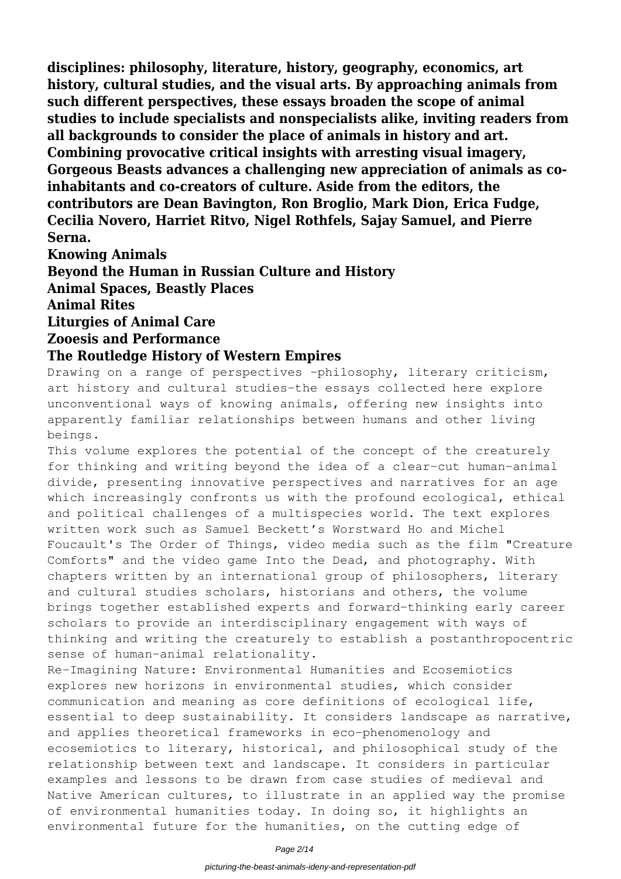**disciplines: philosophy, literature, history, geography, economics, art history, cultural studies, and the visual arts. By approaching animals from such different perspectives, these essays broaden the scope of animal studies to include specialists and nonspecialists alike, inviting readers from all backgrounds to consider the place of animals in history and art. Combining provocative critical insights with arresting visual imagery, Gorgeous Beasts advances a challenging new appreciation of animals as co-inhabitants and co-creators of culture. Aside from the editors, the contributors are Dean Bavington, Ron Broglio, Mark Dion, Erica Fudge, Cecilia Novero, Harriet Ritvo, Nigel Rothfels, Sajay Samuel, and Pierre Serna.**

**Knowing Animals**

**Beyond the Human in Russian Culture and History**

**Animal Spaces, Beastly Places**

**Animal Rites**

**Liturgies of Animal Care**

**Zooesis and Performance**

**The Routledge History of Western Empires**

Drawing on a range of perspectives -philosophy, literary criticism, art history and cultural studies-the essays collected here explore unconventional ways of knowing animals, offering new insights into apparently familiar relationships between humans and other living beings.

This volume explores the potential of the concept of the creaturely for thinking and writing beyond the idea of a clear-cut human-animal divide, presenting innovative perspectives and narratives for an age which increasingly confronts us with the profound ecological, ethical and political challenges of a multispecies world. The text explores written work such as Samuel Beckett's Worstward Ho and Michel Foucault's The Order of Things, video media such as the film "Creature Comforts" and the video game Into the Dead, and photography. With chapters written by an international group of philosophers, literary and cultural studies scholars, historians and others, the volume brings together established experts and forward-thinking early career scholars to provide an interdisciplinary engagement with ways of thinking and writing the creaturely to establish a postanthropocentric sense of human-animal relationality.

Re-Imagining Nature: Environmental Humanities and Ecosemiotics explores new horizons in environmental studies, which consider communication and meaning as core definitions of ecological life, essential to deep sustainability. It considers landscape as narrative, and applies theoretical frameworks in eco-phenomenology and ecosemiotics to literary, historical, and philosophical study of the relationship between text and landscape. It considers in particular examples and lessons to be drawn from case studies of medieval and Native American cultures, to illustrate in an applied way the promise of environmental humanities today. In doing so, it highlights an environmental future for the humanities, on the cutting edge of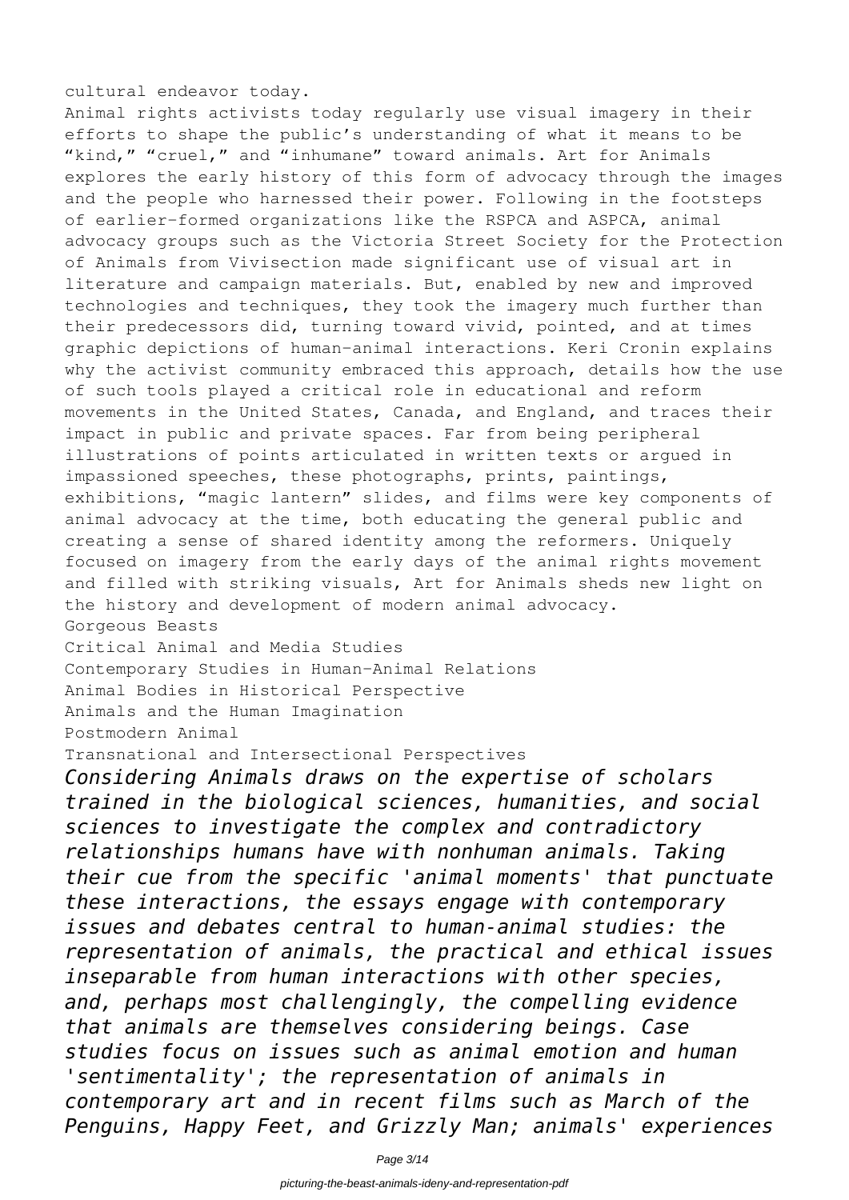cultural endeavor today.

Animal rights activists today regularly use visual imagery in their efforts to shape the public's understanding of what it means to be "kind," "cruel," and "inhumane" toward animals. Art for Animals explores the early history of this form of advocacy through the images and the people who harnessed their power. Following in the footsteps of earlier-formed organizations like the RSPCA and ASPCA, animal advocacy groups such as the Victoria Street Society for the Protection of Animals from Vivisection made significant use of visual art in literature and campaign materials. But, enabled by new and improved technologies and techniques, they took the imagery much further than their predecessors did, turning toward vivid, pointed, and at times graphic depictions of human-animal interactions. Keri Cronin explains why the activist community embraced this approach, details how the use of such tools played a critical role in educational and reform movements in the United States, Canada, and England, and traces their impact in public and private spaces. Far from being peripheral illustrations of points articulated in written texts or argued in impassioned speeches, these photographs, prints, paintings, exhibitions, "magic lantern" slides, and films were key components of animal advocacy at the time, both educating the general public and creating a sense of shared identity among the reformers. Uniquely focused on imagery from the early days of the animal rights movement and filled with striking visuals, Art for Animals sheds new light on the history and development of modern animal advocacy.

Gorgeous Beasts

Critical Animal and Media Studies

Contemporary Studies in Human-Animal Relations

Animal Bodies in Historical Perspective

Animals and the Human Imagination

Postmodern Animal

Transnational and Intersectional Perspectives

*Considering Animals draws on the expertise of scholars trained in the biological sciences, humanities, and social sciences to investigate the complex and contradictory relationships humans have with nonhuman animals. Taking their cue from the specific 'animal moments' that punctuate these interactions, the essays engage with contemporary issues and debates central to human-animal studies: the representation of animals, the practical and ethical issues inseparable from human interactions with other species, and, perhaps most challengingly, the compelling evidence that animals are themselves considering beings. Case studies focus on issues such as animal emotion and human 'sentimentality'; the representation of animals in contemporary art and in recent films such as March of the Penguins, Happy Feet, and Grizzly Man; animals' experiences*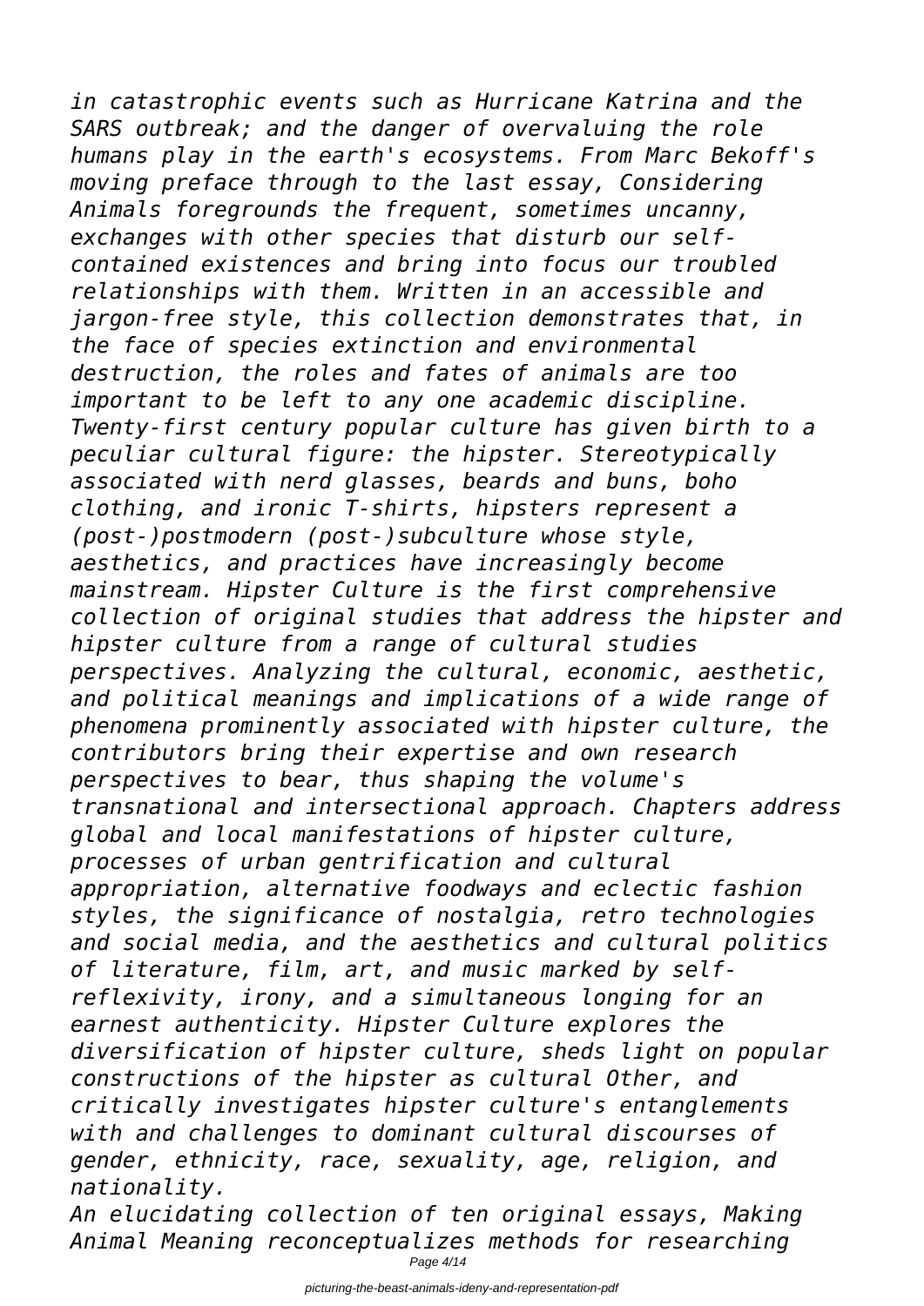*in catastrophic events such as Hurricane Katrina and the SARS outbreak; and the danger of overvaluing the role humans play in the earth's ecosystems. From Marc Bekoff's moving preface through to the last essay, Considering Animals foregrounds the frequent, sometimes uncanny, exchanges with other species that disturb our self-contained existences and bring into focus our troubled relationships with them. Written in an accessible and jargon-free style, this collection demonstrates that, in the face of species extinction and environmental destruction, the roles and fates of animals are too important to be left to any one academic discipline.*

*Twenty-first century popular culture has given birth to a peculiar cultural figure: the hipster. Stereotypically associated with nerd glasses, beards and buns, boho clothing, and ironic T-shirts, hipsters represent a (post-)postmodern (post-)subculture whose style, aesthetics, and practices have increasingly become mainstream. Hipster Culture is the first comprehensive collection of original studies that address the hipster and hipster culture from a range of cultural studies perspectives. Analyzing the cultural, economic, aesthetic, and political meanings and implications of a wide range of phenomena prominently associated with hipster culture, the contributors bring their expertise and own research perspectives to bear, thus shaping the volume's transnational and intersectional approach. Chapters address global and local manifestations of hipster culture, processes of urban gentrification and cultural appropriation, alternative foodways and eclectic fashion styles, the significance of nostalgia, retro technologies and social media, and the aesthetics and cultural politics of literature, film, art, and music marked by self-reflexivity, irony, and a simultaneous longing for an earnest authenticity. Hipster Culture explores the diversification of hipster culture, sheds light on popular constructions of the hipster as cultural Other, and critically investigates hipster culture's entanglements with and challenges to dominant cultural discourses of gender, ethnicity, race, sexuality, age, religion, and nationality.*

*An elucidating collection of ten original essays, Making Animal Meaning reconceptualizes methods for researching*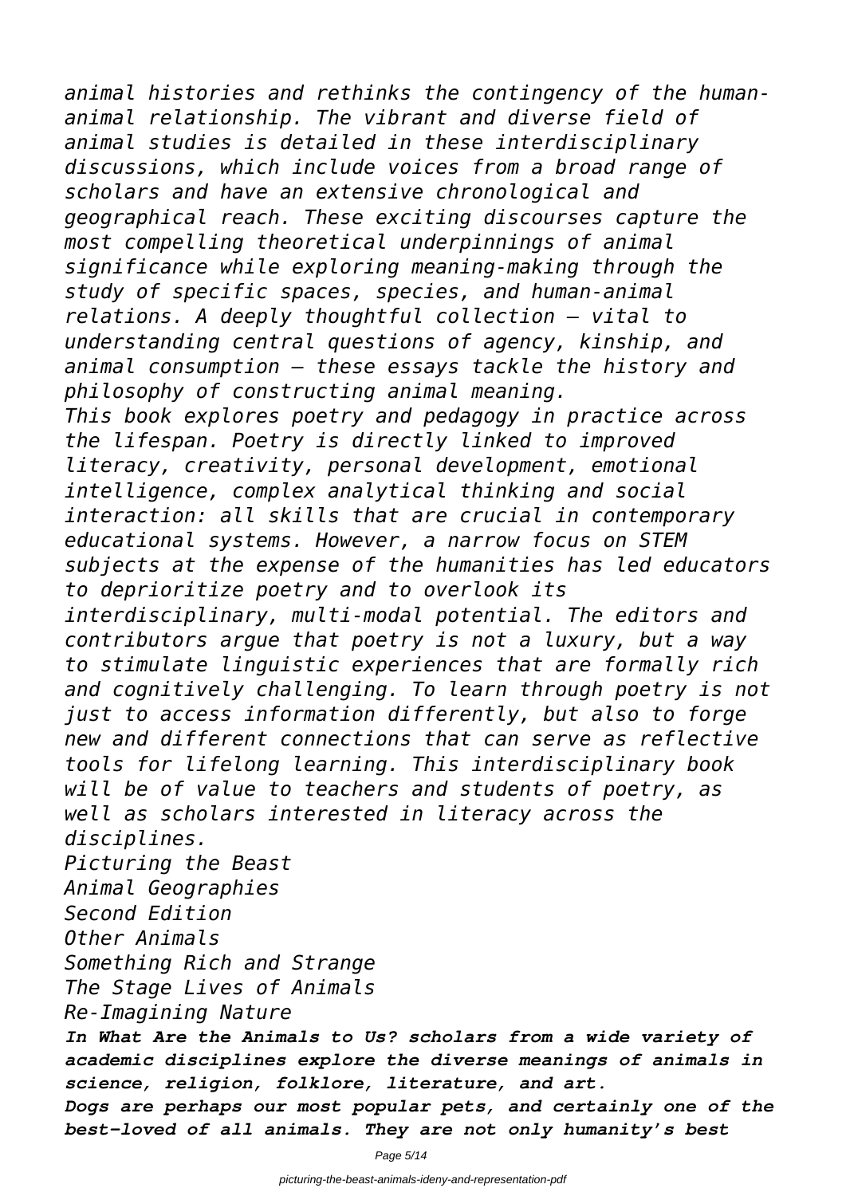*animal histories and rethinks the contingency of the human-animal relationship. The vibrant and diverse field of animal studies is detailed in these interdisciplinary discussions, which include voices from a broad range of scholars and have an extensive chronological and geographical reach. These exciting discourses capture the most compelling theoretical underpinnings of animal significance while exploring meaning-making through the study of specific spaces, species, and human-animal relations. A deeply thoughtful collection — vital to understanding central questions of agency, kinship, and animal consumption — these essays tackle the history and philosophy of constructing animal meaning.*

*This book explores poetry and pedagogy in practice across the lifespan. Poetry is directly linked to improved literacy, creativity, personal development, emotional intelligence, complex analytical thinking and social interaction: all skills that are crucial in contemporary educational systems. However, a narrow focus on STEM subjects at the expense of the humanities has led educators to deprioritize poetry and to overlook its interdisciplinary, multi-modal potential. The editors and contributors argue that poetry is not a luxury, but a way to stimulate linguistic experiences that are formally rich and cognitively challenging. To learn through poetry is not just to access information differently, but also to forge new and different connections that can serve as reflective tools for lifelong learning. This interdisciplinary book will be of value to teachers and students of poetry, as well as scholars interested in literacy across the disciplines.*

*Picturing the Beast*

*Animal Geographies*

*Second Edition*

*Other Animals*

*Something Rich and Strange*

*The Stage Lives of Animals*

*Re-Imagining Nature*

***In What Are the Animals to Us? scholars from a wide variety of academic disciplines explore the diverse meanings of animals in science, religion, folklore, literature, and art.***

***Dogs are perhaps our most popular pets, and certainly one of the best-loved of all animals. They are not only humanity's best***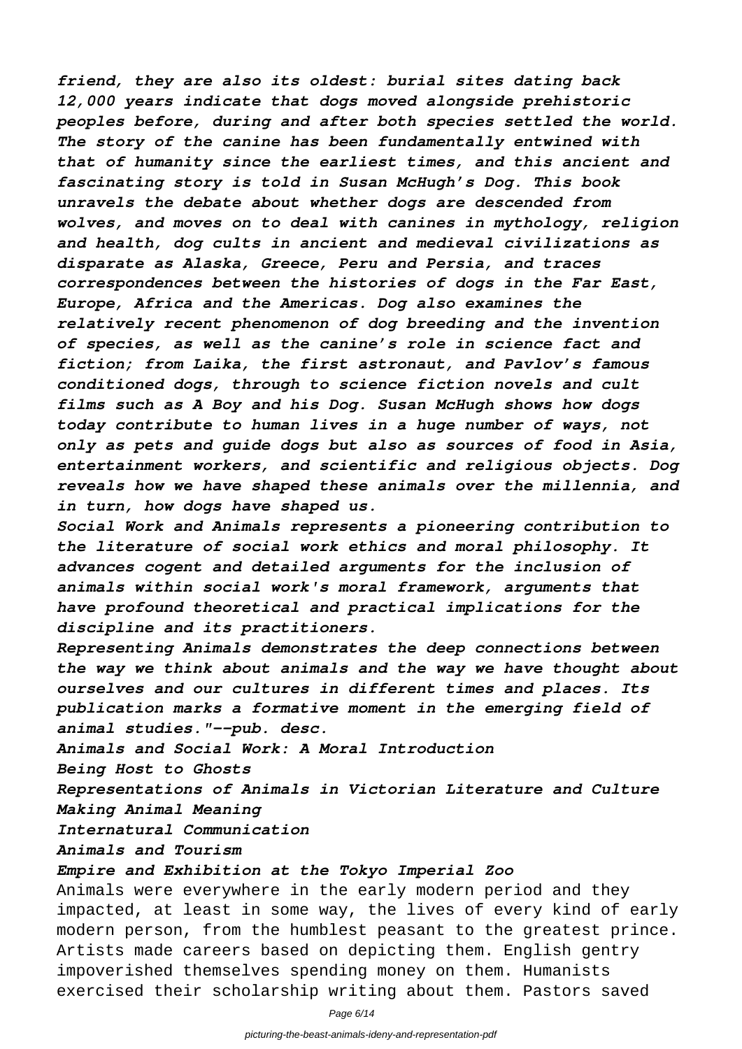*friend, they are also its oldest: burial sites dating back 12,000 years indicate that dogs moved alongside prehistoric peoples before, during and after both species settled the world. The story of the canine has been fundamentally entwined with that of humanity since the earliest times, and this ancient and fascinating story is told in Susan McHugh's Dog. This book unravels the debate about whether dogs are descended from wolves, and moves on to deal with canines in mythology, religion and health, dog cults in ancient and medieval civilizations as disparate as Alaska, Greece, Peru and Persia, and traces correspondences between the histories of dogs in the Far East, Europe, Africa and the Americas. Dog also examines the relatively recent phenomenon of dog breeding and the invention of species, as well as the canine's role in science fact and fiction; from Laika, the first astronaut, and Pavlov's famous conditioned dogs, through to science fiction novels and cult films such as A Boy and his Dog. Susan McHugh shows how dogs today contribute to human lives in a huge number of ways, not only as pets and guide dogs but also as sources of food in Asia, entertainment workers, and scientific and religious objects. Dog reveals how we have shaped these animals over the millennia, and in turn, how dogs have shaped us.*

*Social Work and Animals represents a pioneering contribution to the literature of social work ethics and moral philosophy. It advances cogent and detailed arguments for the inclusion of animals within social work's moral framework, arguments that have profound theoretical and practical implications for the discipline and its practitioners.*

*Representing Animals demonstrates the deep connections between the way we think about animals and the way we have thought about ourselves and our cultures in different times and places. Its publication marks a formative moment in the emerging field of animal studies."--pub. desc.*

*Animals and Social Work: A Moral Introduction*

*Being Host to Ghosts*

*Representations of Animals in Victorian Literature and Culture*

*Making Animal Meaning*

*Internatural Communication*

*Animals and Tourism*

*Empire and Exhibition at the Tokyo Imperial Zoo*

Animals were everywhere in the early modern period and they impacted, at least in some way, the lives of every kind of early modern person, from the humblest peasant to the greatest prince. Artists made careers based on depicting them. English gentry impoverished themselves spending money on them. Humanists exercised their scholarship writing about them. Pastors saved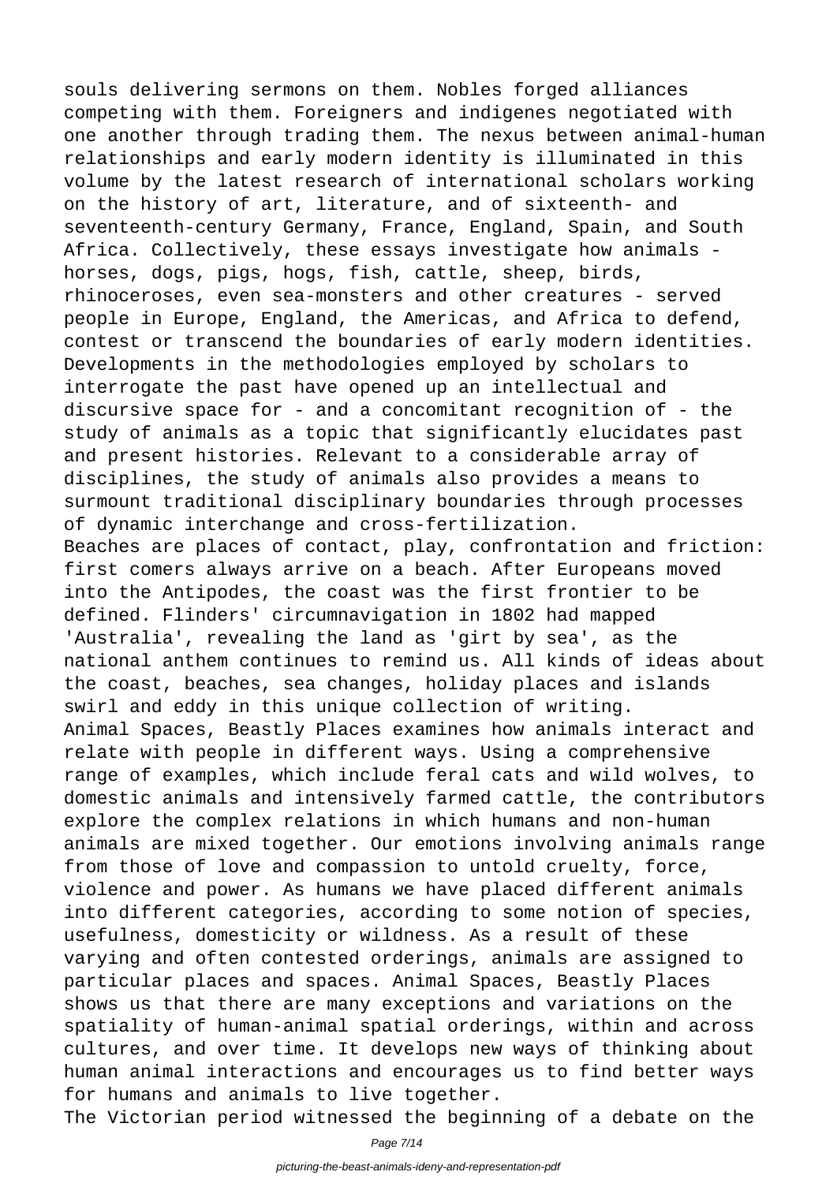souls delivering sermons on them. Nobles forged alliances competing with them. Foreigners and indigenes negotiated with one another through trading them. The nexus between animal-human relationships and early modern identity is illuminated in this volume by the latest research of international scholars working on the history of art, literature, and of sixteenth- and seventeenth-century Germany, France, England, Spain, and South Africa. Collectively, these essays investigate how animals - horses, dogs, pigs, hogs, fish, cattle, sheep, birds, rhinoceroses, even sea-monsters and other creatures - served people in Europe, England, the Americas, and Africa to defend, contest or transcend the boundaries of early modern identities. Developments in the methodologies employed by scholars to interrogate the past have opened up an intellectual and discursive space for - and a concomitant recognition of - the study of animals as a topic that significantly elucidates past and present histories. Relevant to a considerable array of disciplines, the study of animals also provides a means to surmount traditional disciplinary boundaries through processes of dynamic interchange and cross-fertilization.

Beaches are places of contact, play, confrontation and friction: first comers always arrive on a beach. After Europeans moved into the Antipodes, the coast was the first frontier to be defined. Flinders' circumnavigation in 1802 had mapped 'Australia', revealing the land as 'girt by sea', as the national anthem continues to remind us. All kinds of ideas about the coast, beaches, sea changes, holiday places and islands swirl and eddy in this unique collection of writing.

Animal Spaces, Beastly Places examines how animals interact and relate with people in different ways. Using a comprehensive range of examples, which include feral cats and wild wolves, to domestic animals and intensively farmed cattle, the contributors explore the complex relations in which humans and non-human animals are mixed together. Our emotions involving animals range from those of love and compassion to untold cruelty, force, violence and power. As humans we have placed different animals into different categories, according to some notion of species, usefulness, domesticity or wildness. As a result of these varying and often contested orderings, animals are assigned to particular places and spaces. Animal Spaces, Beastly Places shows us that there are many exceptions and variations on the spatiality of human-animal spatial orderings, within and across cultures, and over time. It develops new ways of thinking about human animal interactions and encourages us to find better ways for humans and animals to live together.

The Victorian period witnessed the beginning of a debate on the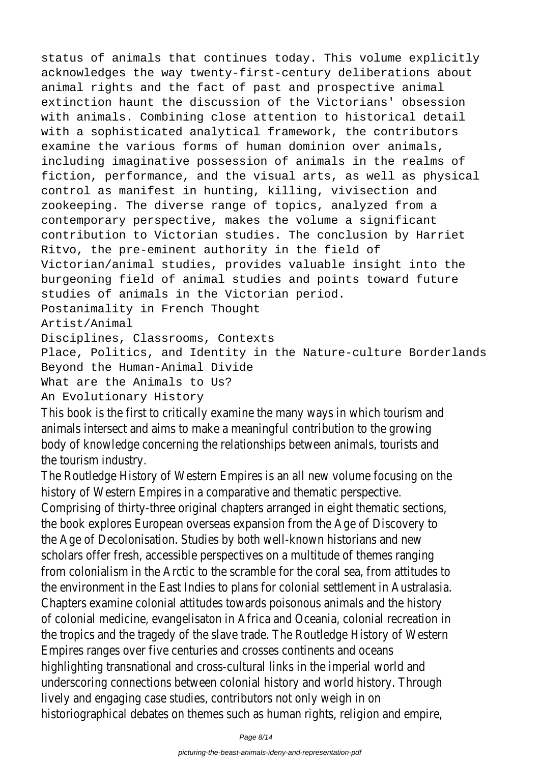status of animals that continues today. This volume explicitly acknowledges the way twenty-first-century deliberations about animal rights and the fact of past and prospective animal extinction haunt the discussion of the Victorians' obsession with animals. Combining close attention to historical detail with a sophisticated analytical framework, the contributors examine the various forms of human dominion over animals, including imaginative possession of animals in the realms of fiction, performance, and the visual arts, as well as physical control as manifest in hunting, killing, vivisection and zookeeping. The diverse range of topics, analyzed from a contemporary perspective, makes the volume a significant contribution to Victorian studies. The conclusion by Harriet Ritvo, the pre-eminent authority in the field of Victorian/animal studies, provides valuable insight into the burgeoning field of animal studies and points toward future studies of animals in the Victorian period.

Postanimality in French Thought

Artist/Animal

Disciplines, Classrooms, Contexts

Place, Politics, and Identity in the Nature-culture Borderlands

Beyond the Human-Animal Divide

What are the Animals to Us?

An Evolutionary History

This book is the first to critically examine the many ways in which tourism and animals intersect and aims to make a meaningful contribution to the growing body of knowledge concerning the relationships between animals, tourists and the tourism industry.

The Routledge History of Western Empires is an all new volume focusing on the history of Western Empires in a comparative and thematic perspective. Comprising of thirty-three original chapters arranged in eight thematic sections, the book explores European overseas expansion from the Age of Discovery to the Age of Decolonisation. Studies by both well-known historians and new scholars offer fresh, accessible perspectives on a multitude of themes ranging from colonialism in the Arctic to the scramble for the coral sea, from attitudes to the environment in the East Indies to plans for colonial settlement in Australasia. Chapters examine colonial attitudes towards poisonous animals and the history of colonial medicine, evangelisaton in Africa and Oceania, colonial recreation in the tropics and the tragedy of the slave trade. The Routledge History of Western Empires ranges over five centuries and crosses continents and oceans highlighting transnational and cross-cultural links in the imperial world and underscoring connections between colonial history and world history. Through lively and engaging case studies, contributors not only weigh in on historiographical debates on themes such as human rights, religion and empire,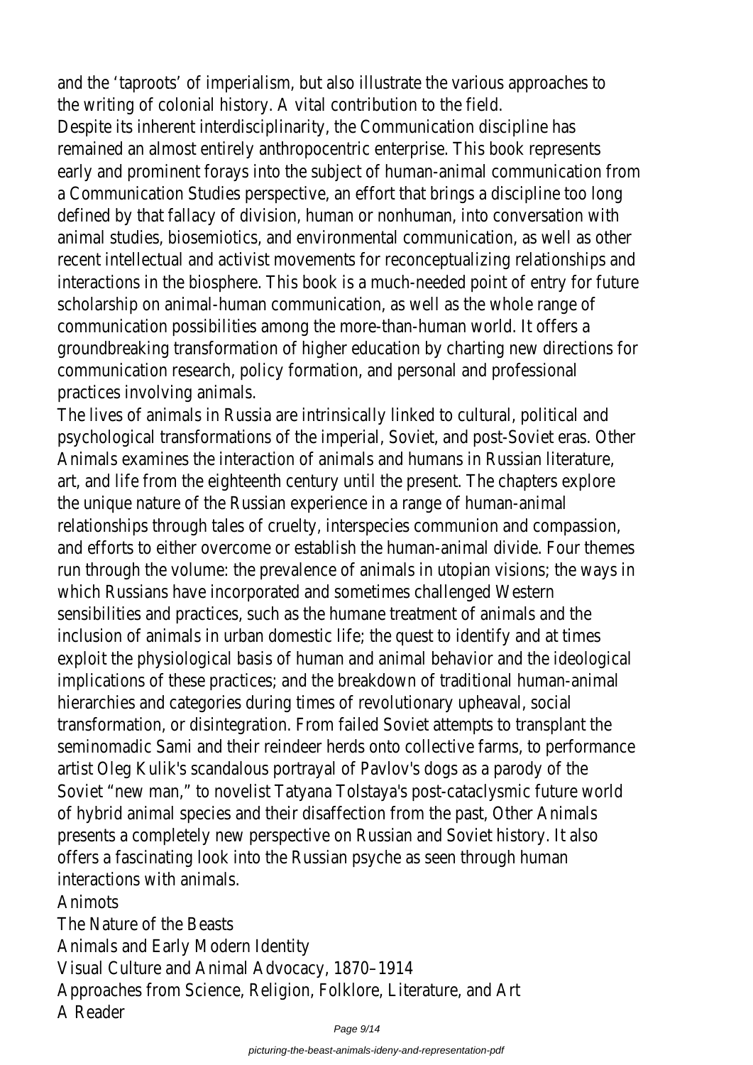and the 'taproots' of imperialism, but also illustrate the various approaches to the writing of colonial history. A vital contribution to the field.

Despite its inherent interdisciplinarity, the Communication discipline has remained an almost entirely anthropocentric enterprise. This book represents early and prominent forays into the subject of human-animal communication from a Communication Studies perspective, an effort that brings a discipline too long defined by that fallacy of division, human or nonhuman, into conversation with animal studies, biosemiotics, and environmental communication, as well as other recent intellectual and activist movements for reconceptualizing relationships and interactions in the biosphere. This book is a much-needed point of entry for future scholarship on animal-human communication, as well as the whole range of communication possibilities among the more-than-human world. It offers a groundbreaking transformation of higher education by charting new directions for communication research, policy formation, and personal and professional practices involving animals.

The lives of animals in Russia are intrinsically linked to cultural, political and psychological transformations of the imperial, Soviet, and post-Soviet eras. Other Animals examines the interaction of animals and humans in Russian literature, art, and life from the eighteenth century until the present. The chapters explore the unique nature of the Russian experience in a range of human-animal relationships through tales of cruelty, interspecies communion and compassion, and efforts to either overcome or establish the human-animal divide. Four themes run through the volume: the prevalence of animals in utopian visions; the ways in which Russians have incorporated and sometimes challenged Western sensibilities and practices, such as the humane treatment of animals and the inclusion of animals in urban domestic life; the quest to identify and at times exploit the physiological basis of human and animal behavior and the ideological implications of these practices; and the breakdown of traditional human-animal hierarchies and categories during times of revolutionary upheaval, social transformation, or disintegration. From failed Soviet attempts to transplant the seminomadic Sami and their reindeer herds onto collective farms, to performance artist Oleg Kulik's scandalous portrayal of Pavlov's dogs as a parody of the Soviet "new man," to novelist Tatyana Tolstaya's post-cataclysmic future world of hybrid animal species and their disaffection from the past, Other Animals presents a completely new perspective on Russian and Soviet history. It also offers a fascinating look into the Russian psyche as seen through human interactions with animals.

Animots

The Nature of the Beasts

Animals and Early Modern Identity

Visual Culture and Animal Advocacy, 1870–1914

Approaches from Science, Religion, Folklore, Literature, and Art

A Reader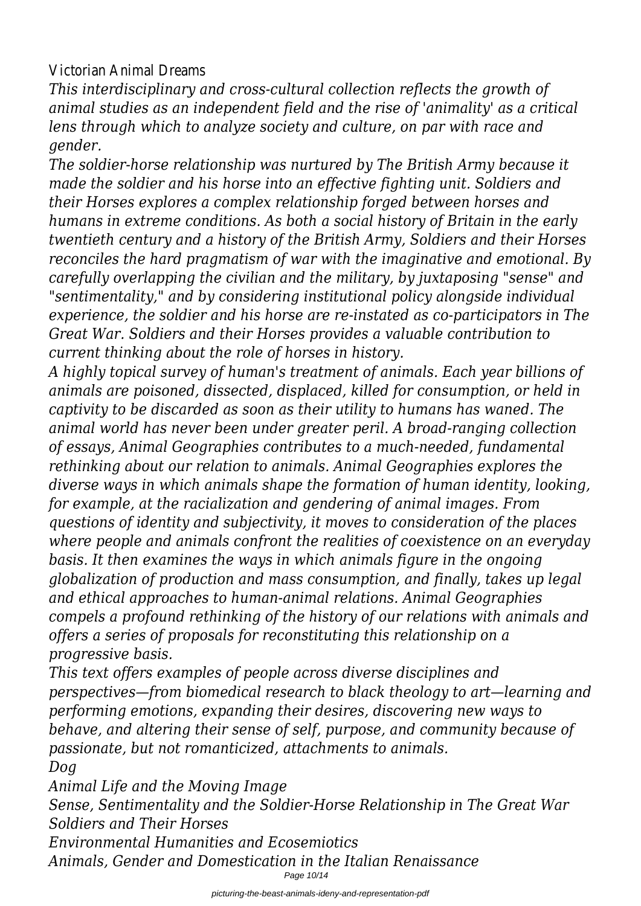Victorian Animal Dreams

*This interdisciplinary and cross-cultural collection reflects the growth of animal studies as an independent field and the rise of 'animality' as a critical lens through which to analyze society and culture, on par with race and gender.*

*The soldier-horse relationship was nurtured by The British Army because it made the soldier and his horse into an effective fighting unit. Soldiers and their Horses explores a complex relationship forged between horses and humans in extreme conditions. As both a social history of Britain in the early twentieth century and a history of the British Army, Soldiers and their Horses reconciles the hard pragmatism of war with the imaginative and emotional. By carefully overlapping the civilian and the military, by juxtaposing "sense" and "sentimentality," and by considering institutional policy alongside individual experience, the soldier and his horse are re-instated as co-participators in The Great War. Soldiers and their Horses provides a valuable contribution to current thinking about the role of horses in history.*

*A highly topical survey of human's treatment of animals. Each year billions of animals are poisoned, dissected, displaced, killed for consumption, or held in captivity to be discarded as soon as their utility to humans has waned. The animal world has never been under greater peril. A broad-ranging collection of essays, Animal Geographies contributes to a much-needed, fundamental rethinking about our relation to animals. Animal Geographies explores the diverse ways in which animals shape the formation of human identity, looking, for example, at the racialization and gendering of animal images. From questions of identity and subjectivity, it moves to consideration of the places where people and animals confront the realities of coexistence on an everyday basis. It then examines the ways in which animals figure in the ongoing globalization of production and mass consumption, and finally, takes up legal and ethical approaches to human-animal relations. Animal Geographies compels a profound rethinking of the history of our relations with animals and offers a series of proposals for reconstituting this relationship on a progressive basis.*

*This text offers examples of people across diverse disciplines and perspectives—from biomedical research to black theology to art—learning and performing emotions, expanding their desires, discovering new ways to behave, and altering their sense of self, purpose, and community because of passionate, but not romanticized, attachments to animals.*

*Dog*

*Animal Life and the Moving Image*

*Sense, Sentimentality and the Soldier-Horse Relationship in The Great War*

*Soldiers and Their Horses*

*Environmental Humanities and Ecosemiotics*

*Animals, Gender and Domestication in the Italian Renaissance*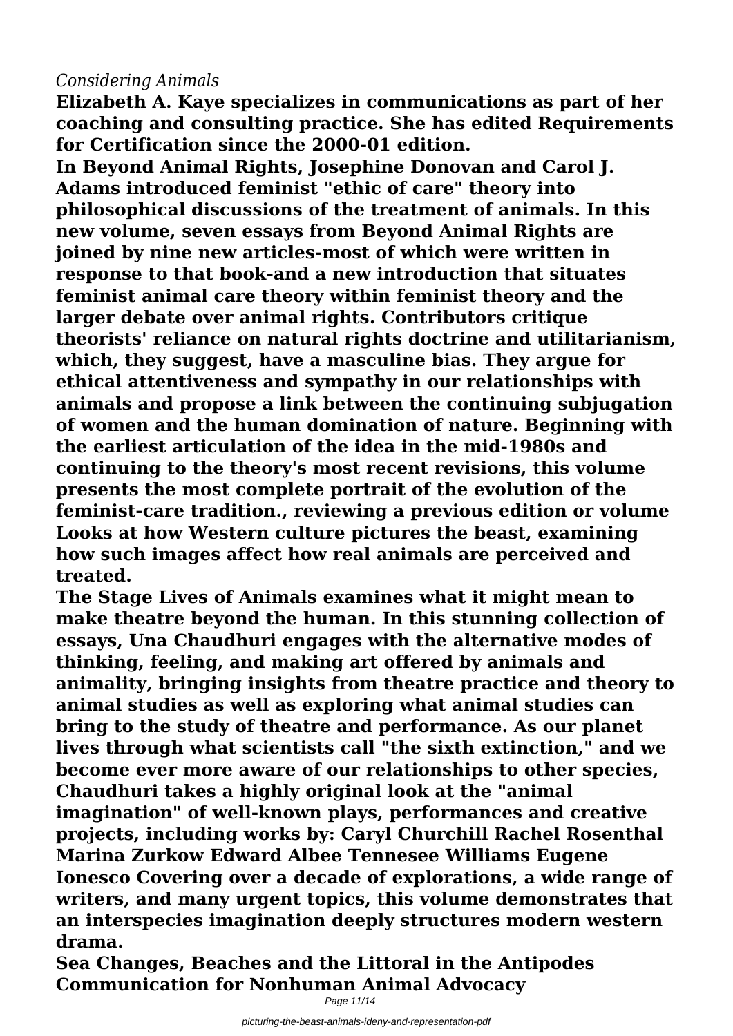*Considering Animals*

**Elizabeth A. Kaye specializes in communications as part of her coaching and consulting practice. She has edited Requirements for Certification since the 2000-01 edition.**

**In Beyond Animal Rights, Josephine Donovan and Carol J. Adams introduced feminist "ethic of care" theory into philosophical discussions of the treatment of animals. In this new volume, seven essays from Beyond Animal Rights are joined by nine new articles-most of which were written in response to that book-and a new introduction that situates feminist animal care theory within feminist theory and the larger debate over animal rights. Contributors critique theorists' reliance on natural rights doctrine and utilitarianism, which, they suggest, have a masculine bias. They argue for ethical attentiveness and sympathy in our relationships with animals and propose a link between the continuing subjugation of women and the human domination of nature. Beginning with the earliest articulation of the idea in the mid-1980s and continuing to the theory's most recent revisions, this volume presents the most complete portrait of the evolution of the feminist-care tradition., reviewing a previous edition or volume Looks at how Western culture pictures the beast, examining how such images affect how real animals are perceived and treated.**

**The Stage Lives of Animals examines what it might mean to make theatre beyond the human. In this stunning collection of essays, Una Chaudhuri engages with the alternative modes of thinking, feeling, and making art offered by animals and animality, bringing insights from theatre practice and theory to animal studies as well as exploring what animal studies can bring to the study of theatre and performance. As our planet lives through what scientists call "the sixth extinction," and we become ever more aware of our relationships to other species, Chaudhuri takes a highly original look at the "animal imagination" of well-known plays, performances and creative projects, including works by: Caryl Churchill Rachel Rosenthal Marina Zurkow Edward Albee Tennesee Williams Eugene Ionesco Covering over a decade of explorations, a wide range of writers, and many urgent topics, this volume demonstrates that an interspecies imagination deeply structures modern western drama.**

**Sea Changes, Beaches and the Littoral in the Antipodes**

**Communication for Nonhuman Animal Advocacy**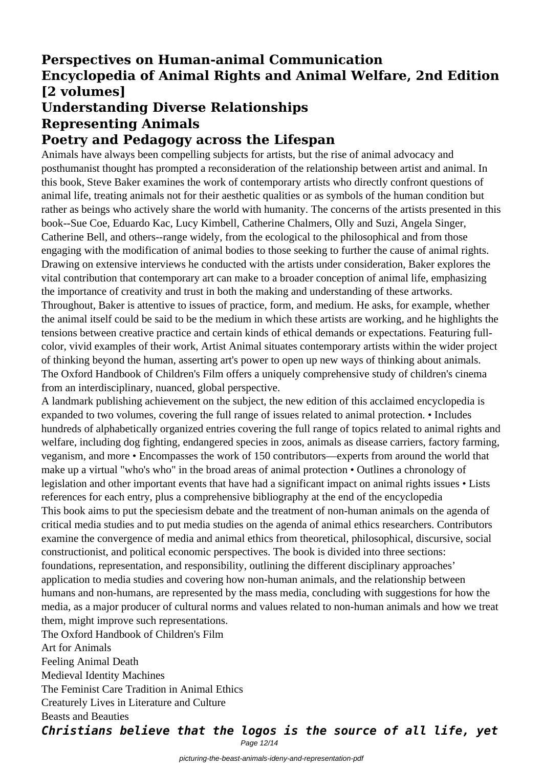# Perspectives on Human-animal Communication
# Encyclopedia of Animal Rights and Animal Welfare, 2nd Edition [2 volumes]
# Understanding Diverse Relationships
# Representing Animals
# Poetry and Pedagogy across the Lifespan

Animals have always been compelling subjects for artists, but the rise of animal advocacy and posthumanist thought has prompted a reconsideration of the relationship between artist and animal. In this book, Steve Baker examines the work of contemporary artists who directly confront questions of animal life, treating animals not for their aesthetic qualities or as symbols of the human condition but rather as beings who actively share the world with humanity. The concerns of the artists presented in this book--Sue Coe, Eduardo Kac, Lucy Kimbell, Catherine Chalmers, Olly and Suzi, Angela Singer, Catherine Bell, and others--range widely, from the ecological to the philosophical and from those engaging with the modification of animal bodies to those seeking to further the cause of animal rights. Drawing on extensive interviews he conducted with the artists under consideration, Baker explores the vital contribution that contemporary art can make to a broader conception of animal life, emphasizing the importance of creativity and trust in both the making and understanding of these artworks. Throughout, Baker is attentive to issues of practice, form, and medium. He asks, for example, whether the animal itself could be said to be the medium in which these artists are working, and he highlights the tensions between creative practice and certain kinds of ethical demands or expectations. Featuring full-color, vivid examples of their work, Artist Animal situates contemporary artists within the wider project of thinking beyond the human, asserting art's power to open up new ways of thinking about animals.

The Oxford Handbook of Children's Film offers a uniquely comprehensive study of children's cinema from an interdisciplinary, nuanced, global perspective.

A landmark publishing achievement on the subject, the new edition of this acclaimed encyclopedia is expanded to two volumes, covering the full range of issues related to animal protection. • Includes hundreds of alphabetically organized entries covering the full range of topics related to animal rights and welfare, including dog fighting, endangered species in zoos, animals as disease carriers, factory farming, veganism, and more • Encompasses the work of 150 contributors—experts from around the world that make up a virtual "who's who" in the broad areas of animal protection • Outlines a chronology of legislation and other important events that have had a significant impact on animal rights issues • Lists references for each entry, plus a comprehensive bibliography at the end of the encyclopedia

This book aims to put the speciesism debate and the treatment of non-human animals on the agenda of critical media studies and to put media studies on the agenda of animal ethics researchers. Contributors examine the convergence of media and animal ethics from theoretical, philosophical, discursive, social constructionist, and political economic perspectives. The book is divided into three sections: foundations, representation, and responsibility, outlining the different disciplinary approaches' application to media studies and covering how non-human animals, and the relationship between humans and non-humans, are represented by the mass media, concluding with suggestions for how the media, as a major producer of cultural norms and values related to non-human animals and how we treat them, might improve such representations.

The Oxford Handbook of Children's Film

Art for Animals

Feeling Animal Death

Medieval Identity Machines

The Feminist Care Tradition in Animal Ethics

Creaturely Lives in Literature and Culture

Beasts and Beauties

***Christians believe that the logos is the source of all life, yet***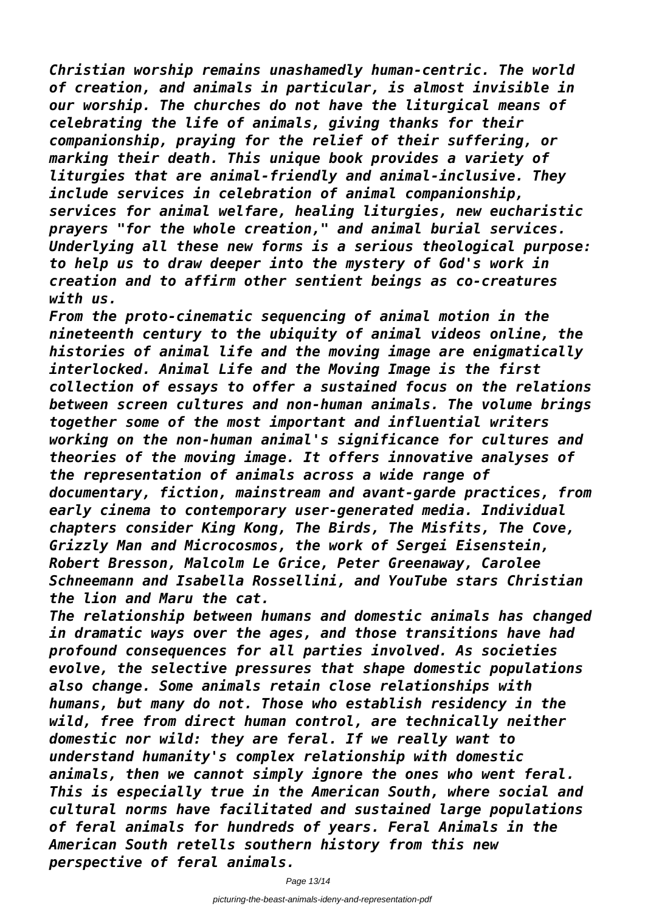*Christian worship remains unashamedly human-centric. The world of creation, and animals in particular, is almost invisible in our worship. The churches do not have the liturgical means of celebrating the life of animals, giving thanks for their companionship, praying for the relief of their suffering, or marking their death. This unique book provides a variety of liturgies that are animal-friendly and animal-inclusive. They include services in celebration of animal companionship, services for animal welfare, healing liturgies, new eucharistic prayers "for the whole creation," and animal burial services. Underlying all these new forms is a serious theological purpose: to help us to draw deeper into the mystery of God's work in creation and to affirm other sentient beings as co-creatures with us.*

*From the proto-cinematic sequencing of animal motion in the nineteenth century to the ubiquity of animal videos online, the histories of animal life and the moving image are enigmatically interlocked. Animal Life and the Moving Image is the first collection of essays to offer a sustained focus on the relations between screen cultures and non-human animals. The volume brings together some of the most important and influential writers working on the non-human animal's significance for cultures and theories of the moving image. It offers innovative analyses of the representation of animals across a wide range of documentary, fiction, mainstream and avant-garde practices, from early cinema to contemporary user-generated media. Individual chapters consider King Kong, The Birds, The Misfits, The Cove, Grizzly Man and Microcosmos, the work of Sergei Eisenstein, Robert Bresson, Malcolm Le Grice, Peter Greenaway, Carolee Schneemann and Isabella Rossellini, and YouTube stars Christian the lion and Maru the cat.*

*The relationship between humans and domestic animals has changed in dramatic ways over the ages, and those transitions have had profound consequences for all parties involved. As societies evolve, the selective pressures that shape domestic populations also change. Some animals retain close relationships with humans, but many do not. Those who establish residency in the wild, free from direct human control, are technically neither domestic nor wild: they are feral. If we really want to understand humanity's complex relationship with domestic animals, then we cannot simply ignore the ones who went feral. This is especially true in the American South, where social and cultural norms have facilitated and sustained large populations of feral animals for hundreds of years. Feral Animals in the American South retells southern history from this new perspective of feral animals.*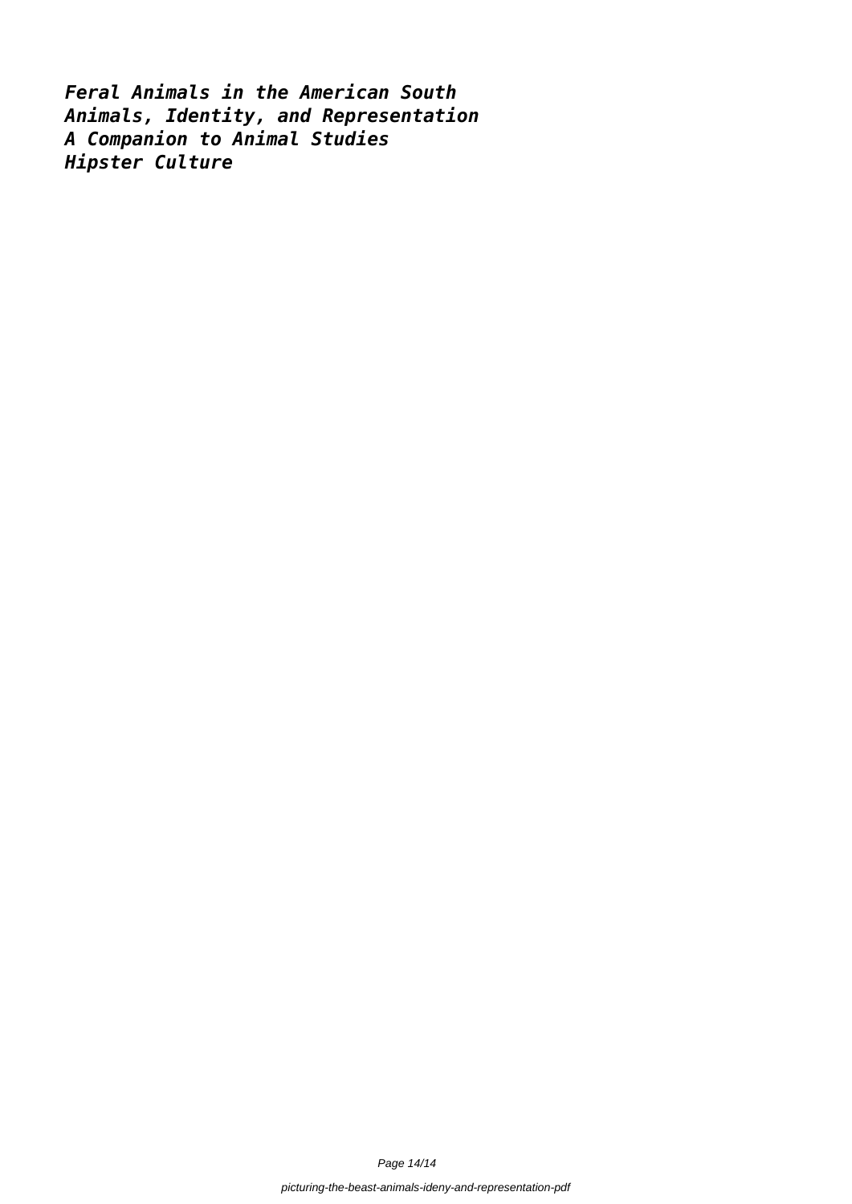***Feral Animals in the American South***
***Animals, Identity, and Representation***
***A Companion to Animal Studies***
***Hipster Culture***